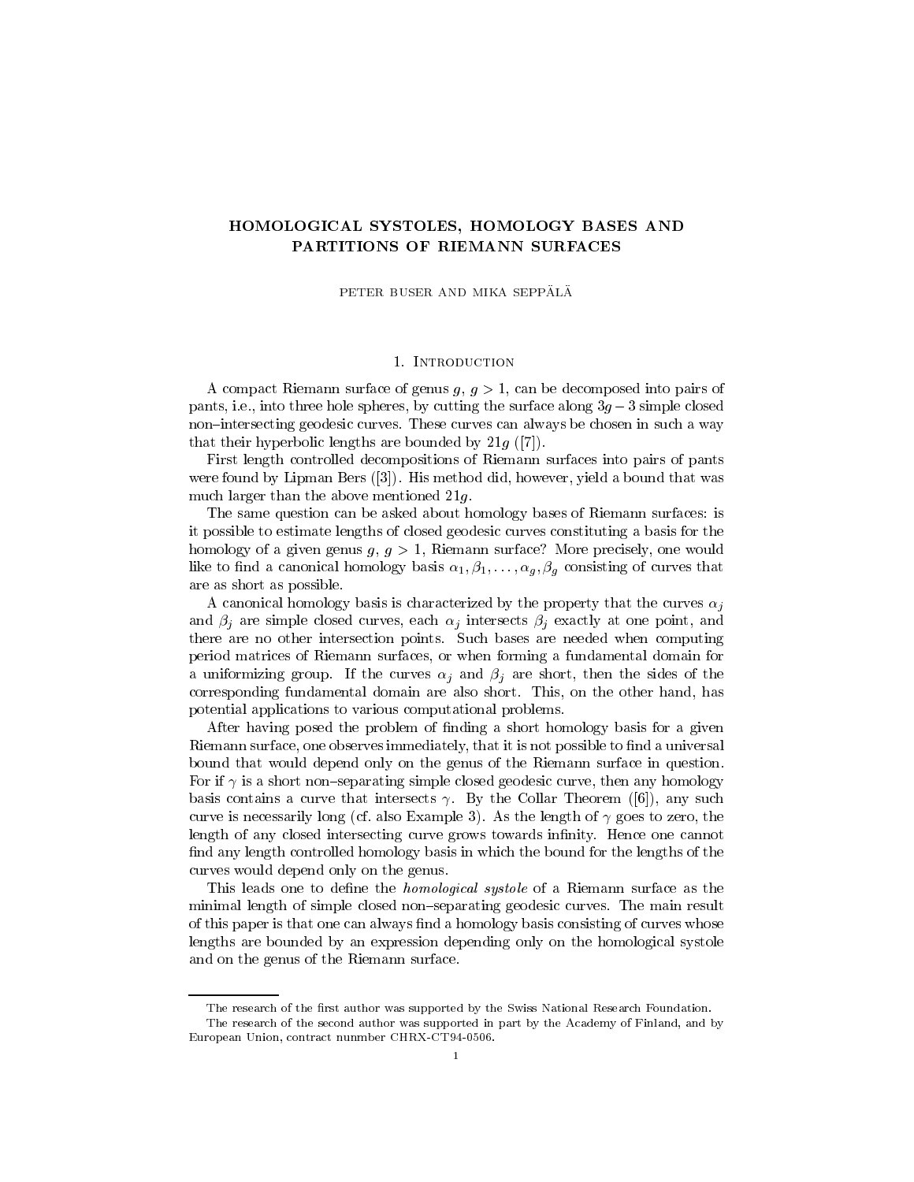# HOMOLOGICAL SYSTOLES, HOMOLOGY BASES AND PARTITIONS OF RIEMANN SURFACES

PETER BUSER AND MIKA SEPPÄLÄ

## 1. Introduction

A compact Riemann surface of genus $g$, $g > 1$, can be decomposed into pairs of pants, i.e., into three hole spheres, by cutting the surface along $3g - 3$ simple closed non–intersecting geodesic curves. These curves can always be chosen in such a way that their hyperbolic lengths are bounded by $21g$ ([7]).

First length controlled decompositions of Riemann surfaces into pairs of pants were found by Lipman Bers ([3]). His method did, however, yield a bound that was much larger than the above mentioned $21g$.

The same question can be asked about homology bases of Riemann surfaces: is it possible to estimate lengths of closed geodesic curves constituting a basis for the homology of a given genus $g$, $g > 1$, Riemann surface? More precisely, one would like to find a canonical homology basis $\alpha_1, \beta_1, \ldots, \alpha_g, \beta_g$ consisting of curves that are as short as possible.

A canonical homology basis is characterized by the property that the curves $\alpha_j$ and $\beta_j$ are simple closed curves, each $\alpha_j$ intersects $\beta_j$ exactly at one point, and there are no other intersection points. Such bases are needed when computing period matrices of Riemann surfaces, or when forming a fundamental domain for a uniformizing group. If the curves $\alpha_j$ and $\beta_j$ are short, then the sides of the corresponding fundamental domain are also short. This, on the other hand, has potential applications to various computational problems.

After having posed the problem of finding a short homology basis for a given Riemann surface, one observes immediately, that it is not possible to find a universal bound that would depend only on the genus of the Riemann surface in question. For if $\gamma$ is a short non–separating simple closed geodesic curve, then any homology basis contains a curve that intersects $\gamma$. By the Collar Theorem ([6]), any such curve is necessarily long (cf. also Example 3). As the length of $\gamma$ goes to zero, the length of any closed intersecting curve grows towards infinity. Hence one cannot find any length controlled homology basis in which the bound for the lengths of the curves would depend only on the genus.

This leads one to define the *homological systole* of a Riemann surface as the minimal length of simple closed non–separating geodesic curves. The main result of this paper is that one can always find a homology basis consisting of curves whose lengths are bounded by an expression depending only on the homological systole and on the genus of the Riemann surface.

---

The research of the first author was supported by the Swiss National Research Foundation.

The research of the second author was supported in part by the Academy of Finland, and by European Union, contract nunmber CHRX-CT94-0506.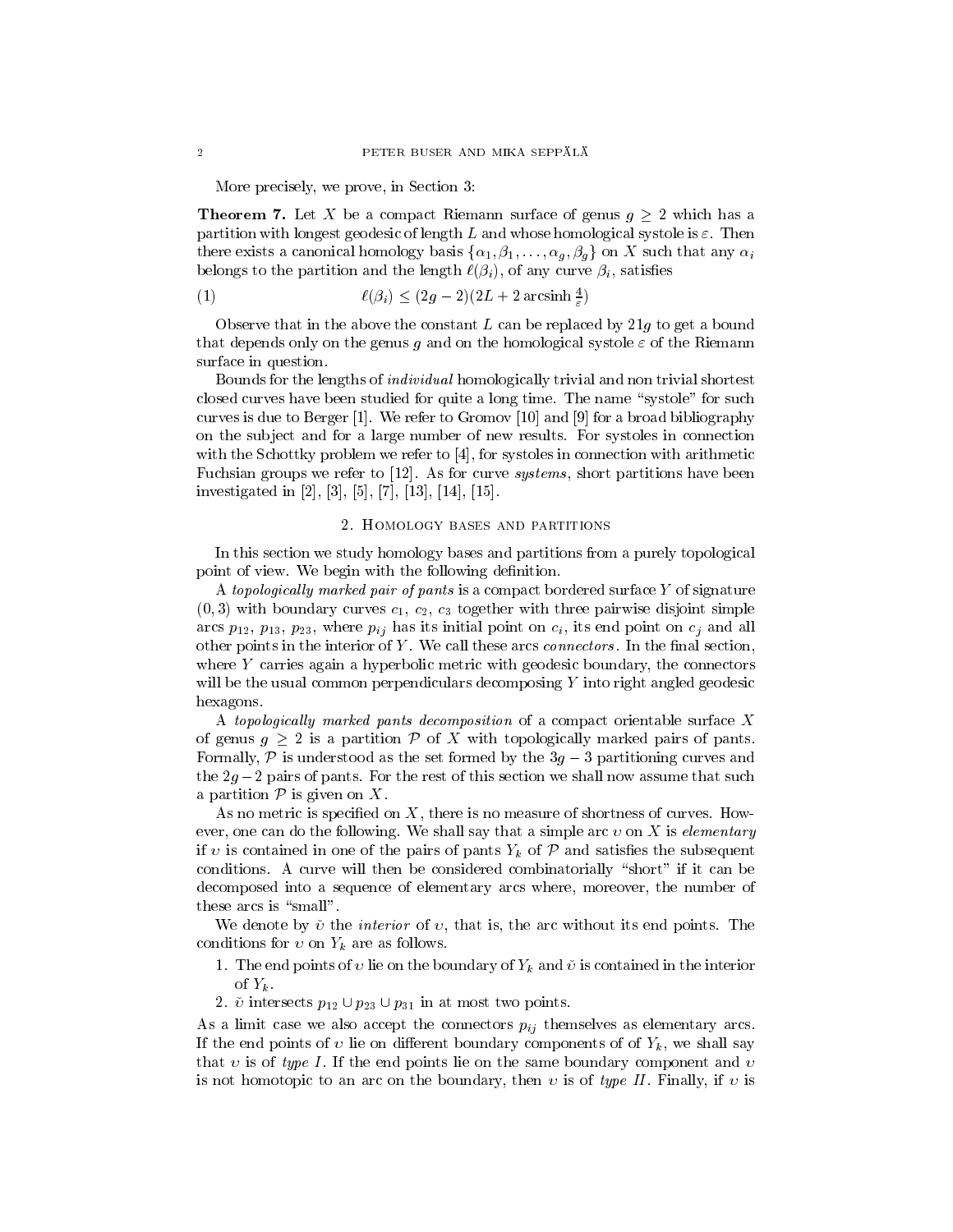More precisely, we prove, in Section 3:

**Theorem 7.** Let $X$ be a compact Riemann surface of genus $g \geq 2$ which has a partition with longest geodesic of length $L$ and whose homological systole is $\varepsilon$. Then there exists a canonical homology basis $\{\alpha_1, \beta_1, \ldots, \alpha_g, \beta_g\}$ on $X$ such that any $\alpha_i$ belongs to the partition and the length $\ell(\beta_i)$, of any curve $\beta_i$, satisfies

$$\ell(\beta_i) \leq (2g-2)(2L + 2 \operatorname{arcsinh} \tfrac{4}{\varepsilon}) \tag{1}$$

Observe that in the above the constant $L$ can be replaced by $21g$ to get a bound that depends only on the genus $g$ and on the homological systole $\varepsilon$ of the Riemann surface in question.

Bounds for the lengths of *individual* homologically trivial and non trivial shortest closed curves have been studied for quite a long time. The name "systole" for such curves is due to Berger [1]. We refer to Gromov [10] and [9] for a broad bibliography on the subject and for a large number of new results. For systoles in connection with the Schottky problem we refer to [4], for systoles in connection with arithmetic Fuchsian groups we refer to [12]. As for curve *systems*, short partitions have been investigated in [2], [3], [5], [7], [13], [14], [15].

## 2. Homology bases and partitions

In this section we study homology bases and partitions from a purely topological point of view. We begin with the following definition.

A *topologically marked pair of pants* is a compact bordered surface $Y$ of signature $(0,3)$ with boundary curves $c_1$, $c_2$, $c_3$ together with three pairwise disjoint simple arcs $p_{12}$, $p_{13}$, $p_{23}$, where $p_{ij}$ has its initial point on $c_i$, its end point on $c_j$ and all other points in the interior of $Y$. We call these arcs *connectors*. In the final section, where $Y$ carries again a hyperbolic metric with geodesic boundary, the connectors will be the usual common perpendiculars decomposing $Y$ into right angled geodesic hexagons.

A *topologically marked pants decomposition* of a compact orientable surface $X$ of genus $g \geq 2$ is a partition $\mathcal{P}$ of $X$ with topologically marked pairs of pants. Formally, $\mathcal{P}$ is understood as the set formed by the $3g-3$ partitioning curves and the $2g-2$ pairs of pants. For the rest of this section we shall now assume that such a partition $\mathcal{P}$ is given on $X$.

As no metric is specified on $X$, there is no measure of shortness of curves. However, one can do the following. We shall say that a simple arc $\upsilon$ on $X$ is *elementary* if $\upsilon$ is contained in one of the pairs of pants $Y_k$ of $\mathcal{P}$ and satisfies the subsequent conditions. A curve will then be considered combinatorially "short" if it can be decomposed into a sequence of elementary arcs where, moreover, the number of these arcs is "small".

We denote by $\check{\upsilon}$ the *interior* of $\upsilon$, that is, the arc without its end points. The conditions for $\upsilon$ on $Y_k$ are as follows.

1. The end points of $\upsilon$ lie on the boundary of $Y_k$ and $\check{\upsilon}$ is contained in the interior of $Y_k$.
2. $\check{\upsilon}$ intersects $p_{12} \cup p_{23} \cup p_{31}$ in at most two points.

As a limit case we also accept the connectors $p_{ij}$ themselves as elementary arcs. If the end points of $\upsilon$ lie on different boundary components of of $Y_k$, we shall say that $\upsilon$ is of *type I*. If the end points lie on the same boundary component and $\upsilon$ is not homotopic to an arc on the boundary, then $\upsilon$ is of *type II*. Finally, if $\upsilon$ is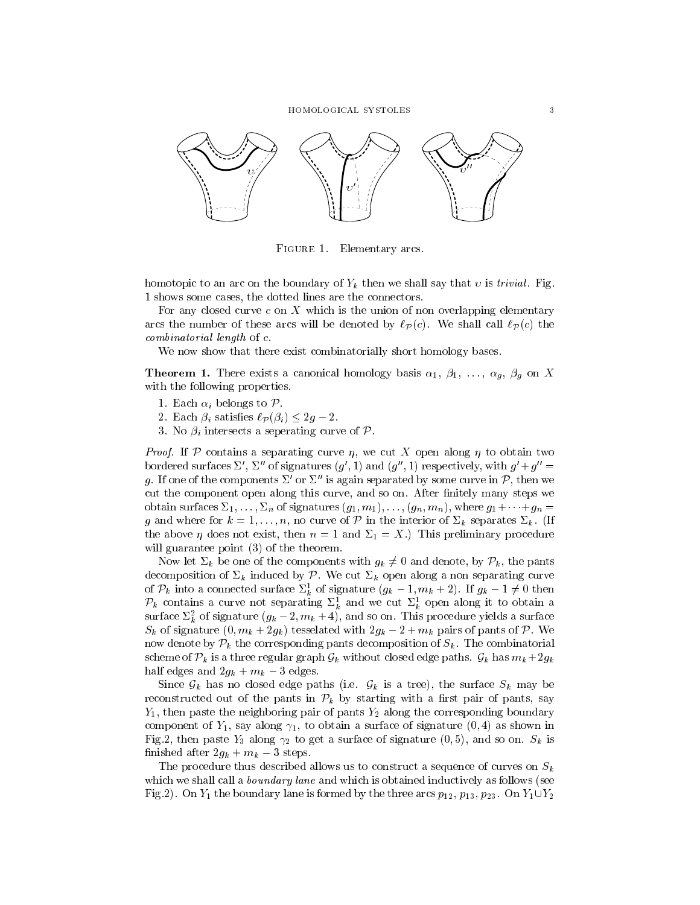Figure 1. Elementary arcs.

homotopic to an arc on the boundary of $Y_k$ then we shall say that $\upsilon$ is *trivial*. Fig. 1 shows some cases, the dotted lines are the connectors.

For any closed curve $c$ on $X$ which is the union of non overlapping elementary arcs the number of these arcs will be denoted by $\ell_{\mathcal{P}}(c)$. We shall call $\ell_{\mathcal{P}}(c)$ the *combinatorial length* of $c$.

We now show that there exist combinatorially short homology bases.

**Theorem 1.** *There exists a canonical homology basis $\alpha_1, \beta_1, \ldots, \alpha_g, \beta_g$ on $X$ with the following properties.*

1. *Each $\alpha_i$ belongs to $\mathcal{P}$.*
2. *Each $\beta_i$ satisfies $\ell_{\mathcal{P}}(\beta_i) \leq 2g - 2$.*
3. *No $\beta_i$ intersects a seperating curve of $\mathcal{P}$.*

*Proof.* If $\mathcal{P}$ contains a separating curve $\eta$, we cut $X$ open along $\eta$ to obtain two bordered surfaces $\Sigma'$, $\Sigma''$ of signatures $(g', 1)$ and $(g'', 1)$ respectively, with $g' + g'' = g$. If one of the components $\Sigma'$ or $\Sigma''$ is again separated by some curve in $\mathcal{P}$, then we cut the component open along this curve, and so on. After finitely many steps we obtain surfaces $\Sigma_1, \ldots, \Sigma_n$ of signatures $(g_1, m_1), \ldots, (g_n, m_n)$, where $g_1 + \cdots + g_n = g$ and where for $k = 1, \ldots, n$, no curve of $\mathcal{P}$ in the interior of $\Sigma_k$ separates $\Sigma_k$. (If the above $\eta$ does not exist, then $n = 1$ and $\Sigma_1 = X$.) This preliminary procedure will guarantee point (3) of the theorem.

Now let $\Sigma_k$ be one of the components with $g_k \neq 0$ and denote, by $\mathcal{P}_k$, the pants decomposition of $\Sigma_k$ induced by $\mathcal{P}$. We cut $\Sigma_k$ open along a non separating curve of $\mathcal{P}_k$ into a connected surface $\Sigma_k^1$ of signature $(g_k - 1, m_k + 2)$. If $g_k - 1 \neq 0$ then $\mathcal{P}_k$ contains a curve not separating $\Sigma_k^1$ and we cut $\Sigma_k^1$ open along it to obtain a surface $\Sigma_k^2$ of signature $(g_k - 2, m_k + 4)$, and so on. This procedure yields a surface $S_k$ of signature $(0, m_k + 2g_k)$ tesselated with $2g_k - 2 + m_k$ pairs of pants of $\mathcal{P}$. We now denote by $\mathcal{P}_k$ the corresponding pants decomposition of $S_k$. The combinatorial scheme of $\mathcal{P}_k$ is a three regular graph $\mathcal{G}_k$ without closed edge paths. $\mathcal{G}_k$ has $m_k + 2g_k$ half edges and $2g_k + m_k - 3$ edges.

Since $\mathcal{G}_k$ has no closed edge paths (i.e. $\mathcal{G}_k$ is a tree), the surface $S_k$ may be reconstructed out of the pants in $\mathcal{P}_k$ by starting with a first pair of pants, say $Y_1$, then paste the neighboring pair of pants $Y_2$ along the corresponding boundary component of $Y_1$, say along $\gamma_1$, to obtain a surface of signature $(0, 4)$ as shown in Fig.2, then paste $Y_3$ along $\gamma_2$ to get a surface of signature $(0, 5)$, and so on. $S_k$ is finished after $2g_k + m_k - 3$ steps.

The procedure thus described allows us to construct a sequence of curves on $S_k$ which we shall call a *boundary lane* and which is obtained inductively as follows (see Fig.2). On $Y_1$ the boundary lane is formed by the three arcs $p_{12}$, $p_{13}$, $p_{23}$. On $Y_1 \cup Y_2$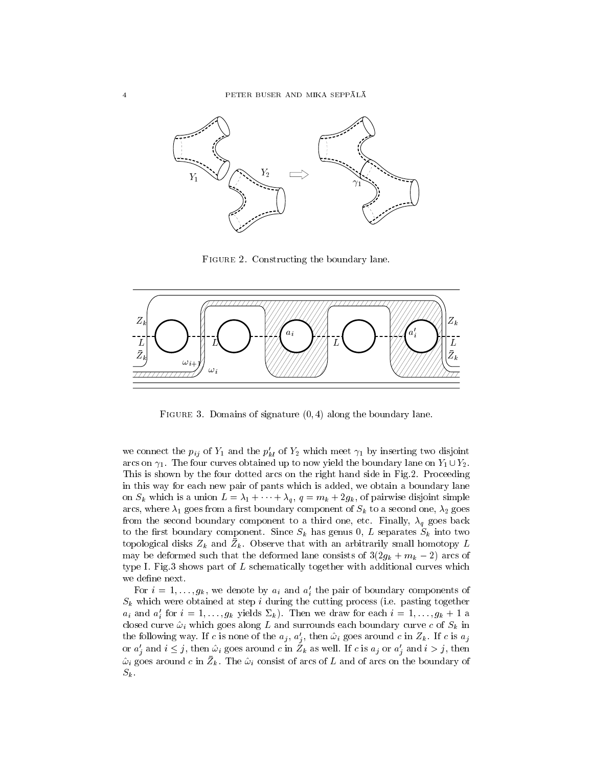Figure 2. Constructing the boundary lane.

Figure 3. Domains of signature $(0, 4)$ along the boundary lane.

we connect the $p_{ij}$ of $Y_1$ and the $p'_{kl}$ of $Y_2$ which meet $\gamma_1$ by inserting two disjoint arcs on $\gamma_1$. The four curves obtained up to now yield the boundary lane on $Y_1 \cup Y_2$. This is shown by the four dotted arcs on the right hand side in Fig.2. Proceeding in this way for each new pair of pants which is added, we obtain a boundary lane on $S_k$ which is a union $L = \lambda_1 + \cdots + \lambda_q$, $q = m_k + 2g_k$, of pairwise disjoint simple arcs, where $\lambda_1$ goes from a first boundary component of $S_k$ to a second one, $\lambda_2$ goes from the second boundary component to a third one, etc. Finally, $\lambda_q$ goes back to the first boundary component. Since $S_k$ has genus 0, $L$ separates $S_k$ into two topological disks $Z_k$ and $\bar{Z}_k$. Observe that with an arbitrarily small homotopy $L$ may be deformed such that the deformed lane consists of $3(2g_k + m_k - 2)$ arcs of type I. Fig.3 shows part of $L$ schematically together with additional curves which we define next.

For $i = 1, \ldots, g_k$, we denote by $a_i$ and $a'_i$ the pair of boundary components of $S_k$ which were obtained at step $i$ during the cutting process (i.e. pasting together $a_i$ and $a'_i$ for $i = 1, \ldots, g_k$ yields $\Sigma_k$). Then we draw for each $i = 1, \ldots, g_k + 1$ a closed curve $\hat{\omega}_i$ which goes along $L$ and surrounds each boundary curve $c$ of $S_k$ in the following way. If $c$ is none of the $a_j$, $a'_j$, then $\hat{\omega}_i$ goes around $c$ in $Z_k$. If $c$ is $a_j$ or $a'_j$ and $i \leq j$, then $\hat{\omega}_i$ goes around $c$ in $Z_k$ as well. If $c$ is $a_j$ or $a'_j$ and $i > j$, then $\hat{\omega}_i$ goes around $c$ in $\bar{Z}_k$. The $\hat{\omega}_i$ consist of arcs of $L$ and of arcs on the boundary of $S_k$.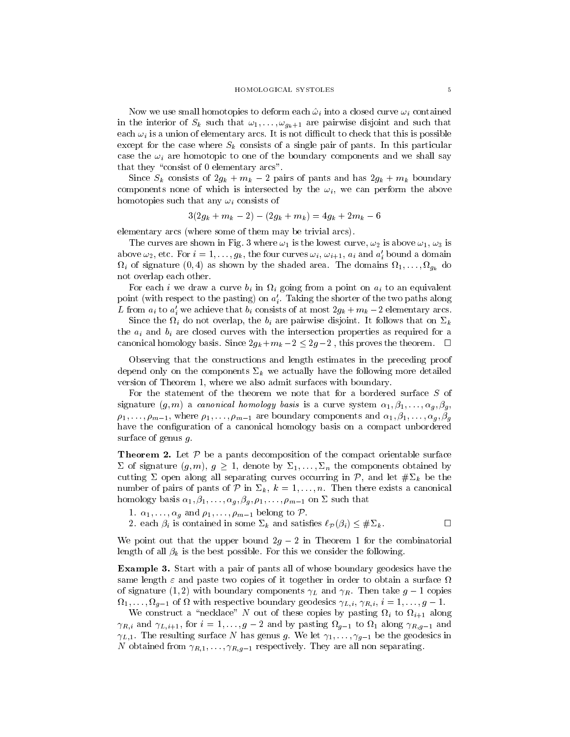Now we use small homotopies to deform each $\hat{\omega}_i$ into a closed curve $\omega_i$ contained in the interior of $S_k$ such that $\omega_1, \ldots, \omega_{g_k+1}$ are pairwise disjoint and such that each $\omega_i$ is a union of elementary arcs. It is not difficult to check that this is possible except for the case where $S_k$ consists of a single pair of pants. In this particular case the $\omega_i$ are homotopic to one of the boundary components and we shall say that they "consist of 0 elementary arcs".

Since $S_k$ consists of $2g_k + m_k - 2$ pairs of pants and has $2g_k + m_k$ boundary components none of which is intersected by the $\omega_i$, we can perform the above homotopies such that any $\omega_i$ consists of

$$3(2g_k + m_k - 2) - (2g_k + m_k) = 4g_k + 2m_k - 6$$

elementary arcs (where some of them may be trivial arcs).

The curves are shown in Fig. 3 where $\omega_1$ is the lowest curve, $\omega_2$ is above $\omega_1$, $\omega_3$ is above $\omega_2$, etc. For $i = 1, \ldots, g_k$, the four curves $\omega_i$, $\omega_{i+1}$, $a_i$ and $a_i'$ bound a domain $\Omega_i$ of signature $(0, 4)$ as shown by the shaded area. The domains $\Omega_1, \ldots, \Omega_{g_k}$ do not overlap each other.

For each $i$ we draw a curve $b_i$ in $\Omega_i$ going from a point on $a_i$ to an equivalent point (with respect to the pasting) on $a_i'$. Taking the shorter of the two paths along $L$ from $a_i$ to $a_i'$ we achieve that $b_i$ consists of at most $2g_k + m_k - 2$ elementary arcs.

Since the $\Omega_i$ do not overlap, the $b_i$ are pairwise disjoint. It follows that on $\Sigma_k$ the $a_i$ and $b_i$ are closed curves with the intersection properties as required for a canonical homology basis. Since $2g_k + m_k - 2 \leq 2g - 2$, this proves the theorem. $\square$

Observing that the constructions and length estimates in the preceding proof depend only on the components $\Sigma_k$ we actually have the following more detailed version of Theorem 1, where we also admit surfaces with boundary.

For the statement of the theorem we note that for a bordered surface $S$ of signature $(g, m)$ a *canonical homology basis* is a curve system $\alpha_1, \beta_1, \ldots, \alpha_g, \beta_g$, $\rho_1, \ldots, \rho_{m-1}$, where $\rho_1, \ldots, \rho_{m-1}$ are boundary components and $\alpha_1, \beta_1, \ldots, \alpha_g, \beta_g$ have the configuration of a canonical homology basis on a compact unbordered surface of genus $g$.

**Theorem 2.** Let $\mathcal{P}$ be a pants decomposition of the compact orientable surface $\Sigma$ of signature $(g, m)$, $g \geq 1$, denote by $\Sigma_1, \ldots, \Sigma_n$ the components obtained by cutting $\Sigma$ open along all separating curves occurring in $\mathcal{P}$, and let $\#\Sigma_k$ be the number of pairs of pants of $\mathcal{P}$ in $\Sigma_k$, $k = 1, \ldots, n$. Then there exists a canonical homology basis $\alpha_1, \beta_1, \ldots, \alpha_g, \beta_g, \rho_1, \ldots, \rho_{m-1}$ on $\Sigma$ such that

1. $\alpha_1, \ldots, \alpha_g$ and $\rho_1, \ldots, \rho_{m-1}$ belong to $\mathcal{P}$.
2. each $\beta_i$ is contained in some $\Sigma_k$ and satisfies $\ell_{\mathcal{P}}(\beta_i) \leq \#\Sigma_k$. $\square$

We point out that the upper bound $2g - 2$ in Theorem 1 for the combinatorial length of all $\beta_k$ is the best possible. For this we consider the following.

**Example 3.** Start with a pair of pants all of whose boundary geodesics have the same length $\varepsilon$ and paste two copies of it together in order to obtain a surface $\Omega$ of signature $(1, 2)$ with boundary components $\gamma_L$ and $\gamma_R$. Then take $g - 1$ copies $\Omega_1, \ldots, \Omega_{g-1}$ of $\Omega$ with respective boundary geodesics $\gamma_{L,i}$, $\gamma_{R,i}$, $i = 1, \ldots, g - 1$.

We construct a "necklace" $N$ out of these copies by pasting $\Omega_i$ to $\Omega_{i+1}$ along $\gamma_{R,i}$ and $\gamma_{L,i+1}$, for $i = 1, \ldots, g - 2$ and by pasting $\Omega_{g-1}$ to $\Omega_1$ along $\gamma_{R,g-1}$ and $\gamma_{L,1}$. The resulting surface $N$ has genus $g$. We let $\gamma_1, \ldots, \gamma_{g-1}$ be the geodesics in $N$ obtained from $\gamma_{R,1}, \ldots, \gamma_{R,g-1}$ respectively. They are all non separating.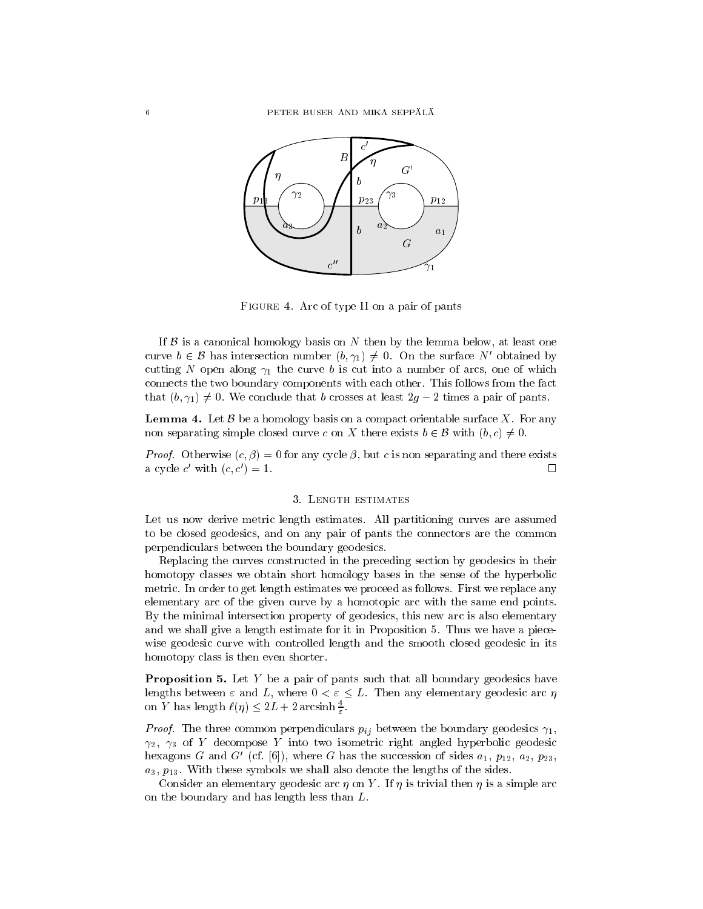Figure 4. Arc of type II on a pair of pants

If $\mathcal{B}$ is a canonical homology basis on $N$ then by the lemma below, at least one curve $b \in \mathcal{B}$ has intersection number $(b, \gamma_1) \neq 0$. On the surface $N'$ obtained by cutting $N$ open along $\gamma_1$ the curve $b$ is cut into a number of arcs, one of which connects the two boundary components with each other. This follows from the fact that $(b, \gamma_1) \neq 0$. We conclude that $b$ crosses at least $2g - 2$ times a pair of pants.

**Lemma 4.** Let $\mathcal{B}$ be a homology basis on a compact orientable surface $X$. For any non separating simple closed curve $c$ on $X$ there exists $b \in \mathcal{B}$ with $(b, c) \neq 0$.

*Proof.* Otherwise $(c, \beta) = 0$ for any cycle $\beta$, but $c$ is non separating and there exists a cycle $c'$ with $(c, c') = 1$. □

## 3. Length estimates

Let us now derive metric length estimates. All partitioning curves are assumed to be closed geodesics, and on any pair of pants the connectors are the common perpendiculars between the boundary geodesics.

Replacing the curves constructed in the preceding section by geodesics in their homotopy classes we obtain short homology bases in the sense of the hyperbolic metric. In order to get length estimates we proceed as follows. First we replace any elementary arc of the given curve by a homotopic arc with the same end points. By the minimal intersection property of geodesics, this new arc is also elementary and we shall give a length estimate for it in Proposition 5. Thus we have a piecewise geodesic curve with controlled length and the smooth closed geodesic in its homotopy class is then even shorter.

**Proposition 5.** Let $Y$ be a pair of pants such that all boundary geodesics have lengths between $\varepsilon$ and $L$, where $0 < \varepsilon \leq L$. Then any elementary geodesic arc $\eta$ on $Y$ has length $\ell(\eta) \leq 2L + 2 \operatorname{arcsinh} \frac{4}{\varepsilon}$.

*Proof.* The three common perpendiculars $p_{ij}$ between the boundary geodesics $\gamma_1$, $\gamma_2$, $\gamma_3$ of $Y$ decompose $Y$ into two isometric right angled hyperbolic geodesic hexagons $G$ and $G'$ (cf. [6]), where $G$ has the succession of sides $a_1$, $p_{12}$, $a_2$, $p_{23}$, $a_3$, $p_{13}$. With these symbols we shall also denote the lengths of the sides.

Consider an elementary geodesic arc $\eta$ on $Y$. If $\eta$ is trivial then $\eta$ is a simple arc on the boundary and has length less than $L$.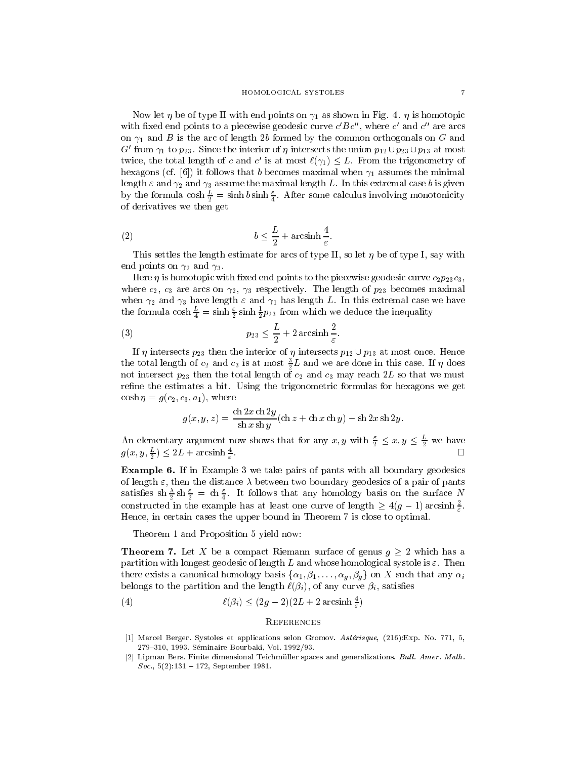Now let $\eta$ be of type II with end points on $\gamma_1$ as shown in Fig. 4. $\eta$ is homotopic with fixed end points to a piecewise geodesic curve $c'Bc''$, where $c'$ and $c''$ are arcs on $\gamma_1$ and $B$ is the arc of length $2b$ formed by the common orthogonals on $G$ and $G'$ from $\gamma_1$ to $p_{23}$. Since the interior of $\eta$ intersects the union $p_{12} \cup p_{23} \cup p_{13}$ at most twice, the total length of $c$ and $c'$ is at most $\ell(\gamma_1) \leq L$. From the trigonometry of hexagons (cf. [6]) it follows that $b$ becomes maximal when $\gamma_1$ assumes the minimal length $\varepsilon$ and $\gamma_2$ and $\gamma_3$ assume the maximal length $L$. In this extremal case $b$ is given by the formula $\cosh \frac{L}{2} = \sinh b \sinh \frac{\varepsilon}{4}$. After some calculus involving monotonicity of derivatives we then get

$$b \leq \frac{L}{2} + \operatorname{arcsinh} \frac{4}{\varepsilon}. \tag{2}$$

This settles the length estimate for arcs of type II, so let $\eta$ be of type I, say with end points on $\gamma_2$ and $\gamma_3$.

Here $\eta$ is homotopic with fixed end points to the piecewise geodesic curve $c_2 p_{23} c_3$, where $c_2$, $c_3$ are arcs on $\gamma_2$, $\gamma_3$ respectively. The length of $p_{23}$ becomes maximal when $\gamma_2$ and $\gamma_3$ have length $\varepsilon$ and $\gamma_1$ has length $L$. In this extremal case we have the formula $\cosh \frac{L}{4} = \sinh \frac{\varepsilon}{2} \sinh \frac{1}{2} p_{23}$ from which we deduce the inequality

$$p_{23} \leq \frac{L}{2} + 2 \operatorname{arcsinh} \frac{2}{\varepsilon}. \tag{3}$$

If $\eta$ intersects $p_{23}$ then the interior of $\eta$ intersects $p_{12} \cup p_{13}$ at most once. Hence the total length of $c_2$ and $c_3$ is at most $\frac{3}{2}L$ and we are done in this case. If $\eta$ does not intersect $p_{23}$ then the total length of $c_2$ and $c_3$ may reach $2L$ so that we must refine the estimates a bit. Using the trigonometric formulas for hexagons we get $\cosh \eta = g(c_2, c_3, a_1)$, where

$$g(x, y, z) = \frac{\operatorname{ch} 2x \operatorname{ch} 2y}{\operatorname{sh} x \operatorname{sh} y} (\operatorname{ch} z + \operatorname{ch} x \operatorname{ch} y) - \operatorname{sh} 2x \operatorname{sh} 2y.$$

An elementary argument now shows that for any $x, y$ with $\frac{\varepsilon}{2} \leq x, y \leq \frac{L}{2}$ we have $g(x, y, \frac{L}{2}) \leq 2L + \operatorname{arcsinh} \frac{4}{\varepsilon}$. $\square$

**Example 6.** If in Example 3 we take pairs of pants with all boundary geodesics of length $\varepsilon$, then the distance $\lambda$ between two boundary geodesics of a pair of pants satisfies $\operatorname{sh} \frac{\lambda}{2} \operatorname{sh} \frac{\varepsilon}{2} = \operatorname{ch} \frac{\varepsilon}{4}$. It follows that any homology basis on the surface $N$ constructed in the example has at least one curve of length $\geq 4(g-1) \operatorname{arcsinh} \frac{2}{\varepsilon}$. Hence, in certain cases the upper bound in Theorem 7 is close to optimal.

Theorem 1 and Proposition 5 yield now:

**Theorem 7.** Let $X$ be a compact Riemann surface of genus $g \geq 2$ which has a partition with longest geodesic of length $L$ and whose homological systole is $\varepsilon$. Then there exists a canonical homology basis $\{\alpha_1, \beta_1, \ldots, \alpha_g, \beta_g\}$ on $X$ such that any $\alpha_i$ belongs to the partition and the length $\ell(\beta_i)$, of any curve $\beta_i$, satisfies

$$\ell(\beta_i) \leq (2g-2)(2L + 2 \operatorname{arcsinh} \tfrac{4}{\varepsilon}) \tag{4}$$

## References

[1] Marcel Berger. Systoles et applications selon Gromov. *Astérisque*, (216):Exp. No. 771, 5, 279–310, 1993. Séminaire Bourbaki, Vol. 1992/93.

[2] Lipman Bers. Finite dimensional Teichmüller spaces and generalizations. *Bull. Amer. Math. Soc.*, 5(2):131 – 172, September 1981.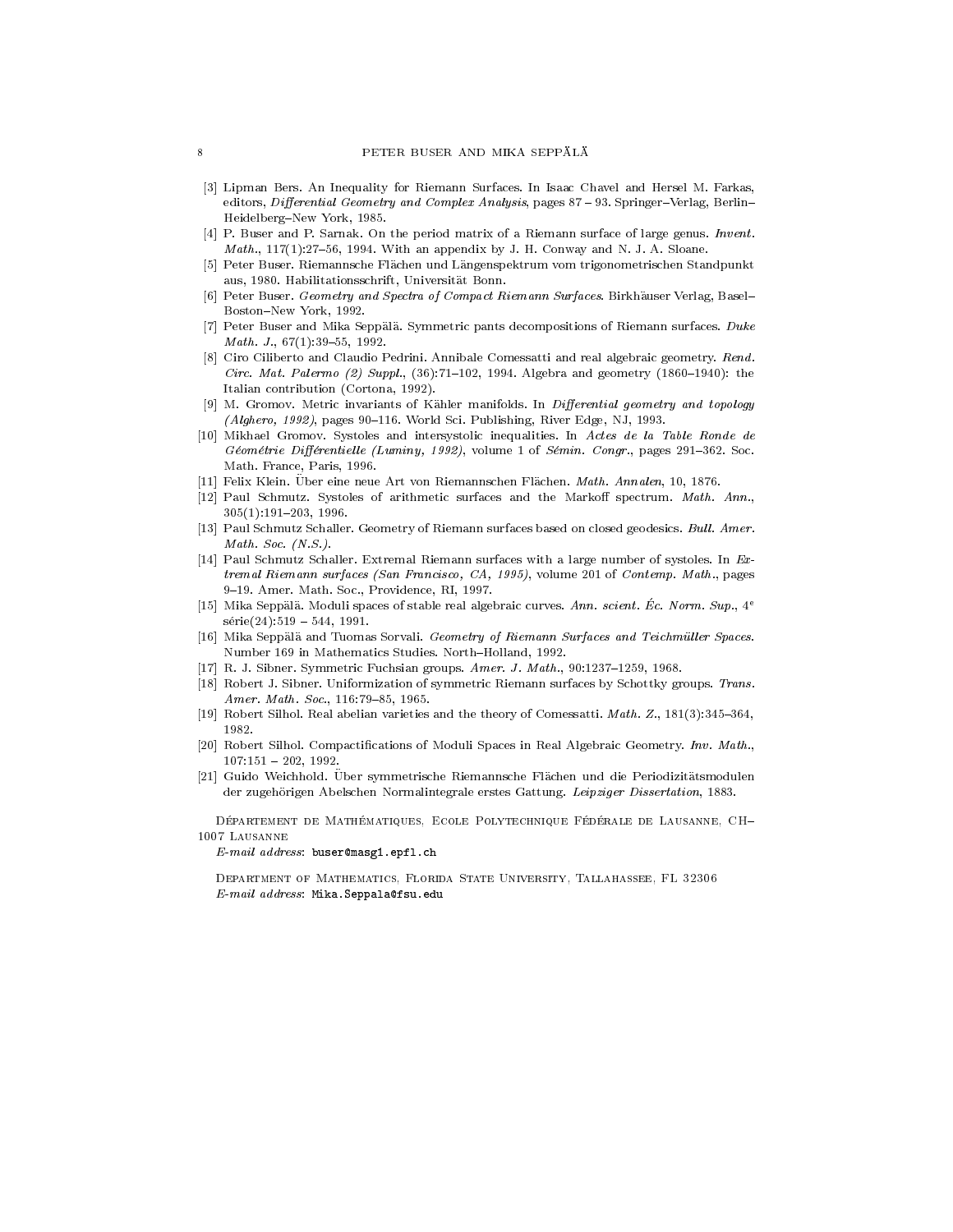[3] Lipman Bers. An Inequality for Riemann Surfaces. In Isaac Chavel and Hersel M. Farkas, editors, *Differential Geometry and Complex Analysis*, pages 87 – 93. Springer–Verlag, Berlin–Heidelberg–New York, 1985.

[4] P. Buser and P. Sarnak. On the period matrix of a Riemann surface of large genus. *Invent. Math.*, 117(1):27–56, 1994. With an appendix by J. H. Conway and N. J. A. Sloane.

[5] Peter Buser. Riemannsche Flächen und Längenspektrum vom trigonometrischen Standpunkt aus, 1980. Habilitationsschrift, Universität Bonn.

[6] Peter Buser. *Geometry and Spectra of Compact Riemann Surfaces*. Birkhäuser Verlag, Basel–Boston–New York, 1992.

[7] Peter Buser and Mika Seppälä. Symmetric pants decompositions of Riemann surfaces. *Duke Math. J.*, 67(1):39–55, 1992.

[8] Ciro Ciliberto and Claudio Pedrini. Annibale Comessatti and real algebraic geometry. *Rend. Circ. Mat. Palermo (2) Suppl.*, (36):71–102, 1994. Algebra and geometry (1860–1940): the Italian contribution (Cortona, 1992).

[9] M. Gromov. Metric invariants of Kähler manifolds. In *Differential geometry and topology (Alghero, 1992)*, pages 90–116. World Sci. Publishing, River Edge, NJ, 1993.

[10] Mikhael Gromov. Systoles and intersystolic inequalities. In *Actes de la Table Ronde de Géométrie Différentielle (Luminy, 1992)*, volume 1 of *Sémin. Congr.*, pages 291–362. Soc. Math. France, Paris, 1996.

[11] Felix Klein. Über eine neue Art von Riemannschen Flächen. *Math. Annalen*, 10, 1876.

[12] Paul Schmutz. Systoles of arithmetic surfaces and the Markoff spectrum. *Math. Ann.*, 305(1):191–203, 1996.

[13] Paul Schmutz Schaller. Geometry of Riemann surfaces based on closed geodesics. *Bull. Amer. Math. Soc. (N.S.)*.

[14] Paul Schmutz Schaller. Extremal Riemann surfaces with a large number of systoles. In *Extremal Riemann surfaces (San Francisco, CA, 1995)*, volume 201 of *Contemp. Math.*, pages 9–19. Amer. Math. Soc., Providence, RI, 1997.

[15] Mika Seppälä. Moduli spaces of stable real algebraic curves. *Ann. scient. Éc. Norm. Sup.*, 4e série(24):519 – 544, 1991.

[16] Mika Seppälä and Tuomas Sorvali. *Geometry of Riemann Surfaces and Teichmüller Spaces*. Number 169 in Mathematics Studies. North–Holland, 1992.

[17] R. J. Sibner. Symmetric Fuchsian groups. *Amer. J. Math.*, 90:1237–1259, 1968.

[18] Robert J. Sibner. Uniformization of symmetric Riemann surfaces by Schottky groups. *Trans. Amer. Math. Soc.*, 116:79–85, 1965.

[19] Robert Silhol. Real abelian varieties and the theory of Comessatti. *Math. Z.*, 181(3):345–364, 1982.

[20] Robert Silhol. Compactifications of Moduli Spaces in Real Algebraic Geometry. *Inv. Math.*, 107:151 – 202, 1992.

[21] Guido Weichhold. Über symmetrische Riemannsche Flächen und die Periodizitätsmodulen der zugehörigen Abelschen Normalintegrale erstes Gattung. *Leipziger Dissertation*, 1883.

Département de Mathématiques, Ecole Polytechnique Fédérale de Lausanne, CH–1007 Lausanne

*E-mail address*: buser@masg1.epfl.ch

Department of Mathematics, Florida State University, Tallahassee, FL 32306

*E-mail address*: Mika.Seppala@fsu.edu